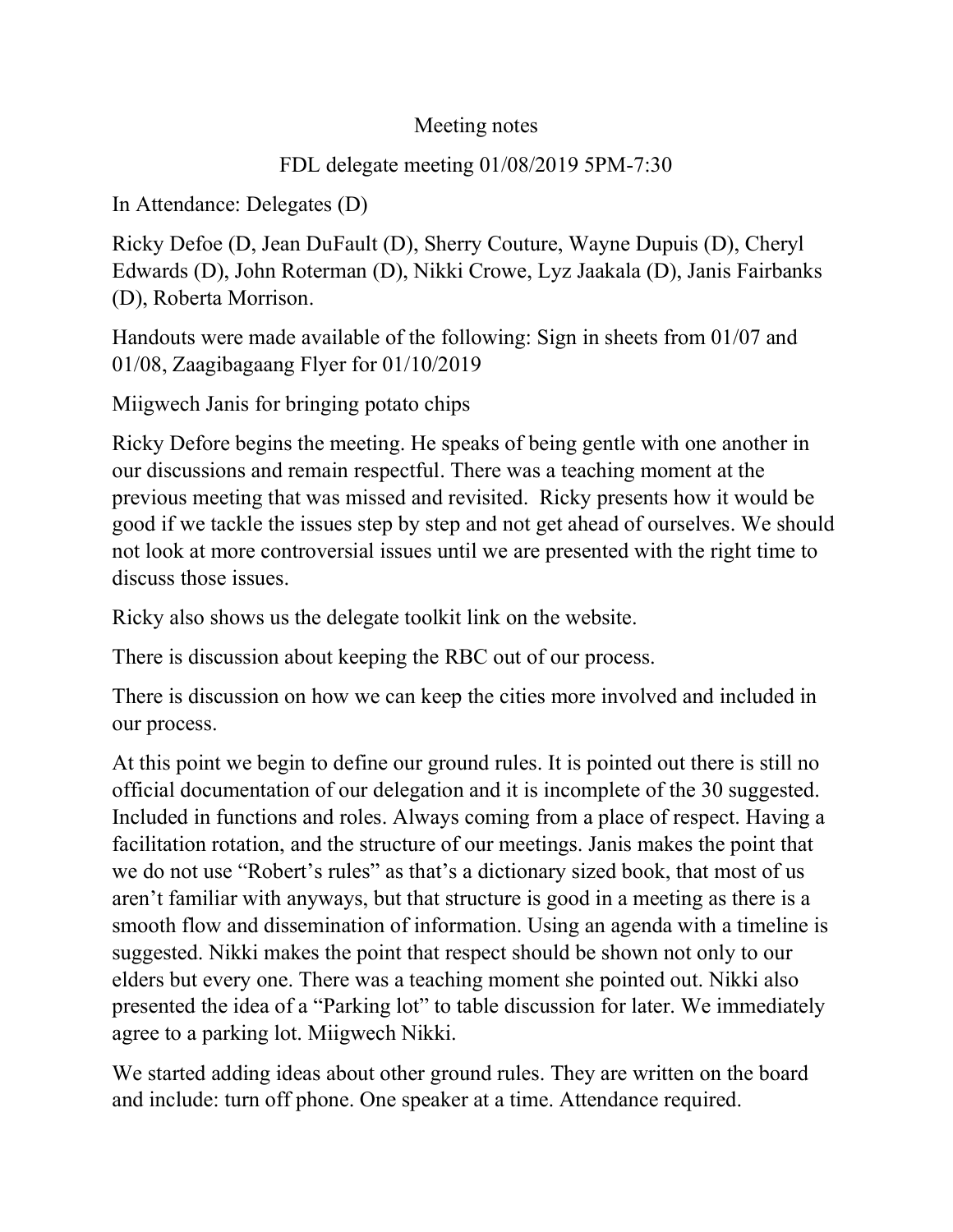# Meeting notes

## FDL delegate meeting 01/08/2019 5PM-7:30

In Attendance: Delegates (D)

Ricky Defoe (D, Jean DuFault (D), Sherry Couture, Wayne Dupuis (D), Cheryl Edwards (D), John Roterman (D), Nikki Crowe, Lyz Jaakala (D), Janis Fairbanks (D), Roberta Morrison.

Handouts were made available of the following: Sign in sheets from 01/07 and 01/08, Zaagibagaang Flyer for 01/10/2019

Miigwech Janis for bringing potato chips

Ricky Defore begins the meeting. He speaks of being gentle with one another in our discussions and remain respectful. There was a teaching moment at the previous meeting that was missed and revisited. Ricky presents how it would be good if we tackle the issues step by step and not get ahead of ourselves. We should not look at more controversial issues until we are presented with the right time to discuss those issues.

Ricky also shows us the delegate toolkit link on the website.

There is discussion about keeping the RBC out of our process.

There is discussion on how we can keep the cities more involved and included in our process.

At this point we begin to define our ground rules. It is pointed out there is still no official documentation of our delegation and it is incomplete of the 30 suggested. Included in functions and roles. Always coming from a place of respect. Having a facilitation rotation, and the structure of our meetings. Janis makes the point that we do not use "Robert's rules" as that's a dictionary sized book, that most of us aren't familiar with anyways, but that structure is good in a meeting as there is a smooth flow and dissemination of information. Using an agenda with a timeline is suggested. Nikki makes the point that respect should be shown not only to our elders but every one. There was a teaching moment she pointed out. Nikki also presented the idea of a "Parking lot" to table discussion for later. We immediately agree to a parking lot. Miigwech Nikki.

We started adding ideas about other ground rules. They are written on the board and include: turn off phone. One speaker at a time. Attendance required.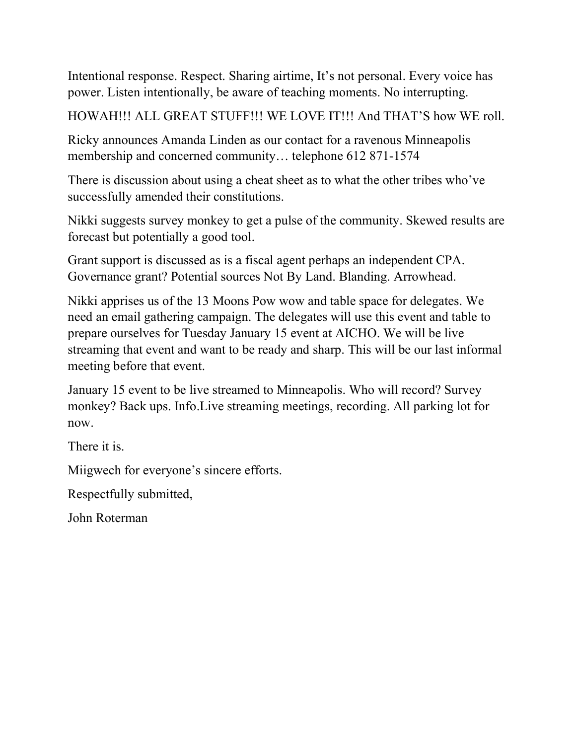Intentional response. Respect. Sharing airtime, It's not personal. Every voice has power. Listen intentionally, be aware of teaching moments. No interrupting.

HOWAH!!! ALL GREAT STUFF!!! WE LOVE IT!!! And THAT'S how WE roll.

Ricky announces Amanda Linden as our contact for a ravenous Minneapolis membership and concerned community… telephone 612 871-1574

There is discussion about using a cheat sheet as to what the other tribes who've successfully amended their constitutions.

Nikki suggests survey monkey to get a pulse of the community. Skewed results are forecast but potentially a good tool.

Grant support is discussed as is a fiscal agent perhaps an independent CPA. Governance grant? Potential sources Not By Land. Blanding. Arrowhead.

Nikki apprises us of the 13 Moons Pow wow and table space for delegates. We need an email gathering campaign. The delegates will use this event and table to prepare ourselves for Tuesday January 15 event at AICHO. We will be live streaming that event and want to be ready and sharp. This will be our last informal meeting before that event.

January 15 event to be live streamed to Minneapolis. Who will record? Survey monkey? Back ups. Info.Live streaming meetings, recording. All parking lot for now.

There it is.

Miigwech for everyone's sincere efforts.

Respectfully submitted,

John Roterman